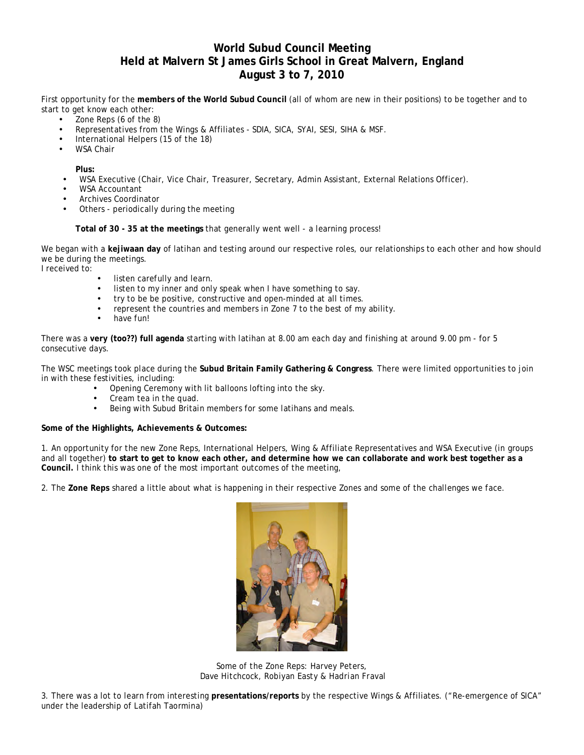# World Subud Council Meeting
# Held at Malvern St James Girls School in Great Malvern, England
# August 3 to 7, 2010

First opportunity for the **members of the World Subud Council** (all of whom are new in their positions) to be together and to start to get know each other:

- Zone Reps (6 of the 8)
- Representatives from the Wings & Affiliates - SDIA, SICA, SYAI, SESI, SIHA & MSF.
- International Helpers (15 of the 18)
- WSA Chair

**Plus:**

- WSA Executive (Chair, Vice Chair, Treasurer, Secretary, Admin Assistant, External Relations Officer).
- WSA Accountant
- Archives Coordinator
- Others - periodically during the meeting

**Total of 30 - 35 at the meetings** that generally went well - a learning process!

We began with a **kejiwaan day** of latihan and testing around our respective roles, our relationships to each other and how should we be during the meetings.
I received to:

- listen carefully and learn.
- listen to my inner and only speak when I have something to say.
- try to be be positive, constructive and open-minded at all times.
- represent the countries and members in Zone 7 to the best of my ability.
- have fun!

There was a **very (too??) full agenda** starting with latihan at 8.00 am each day and finishing at around 9.00 pm - for 5 consecutive days.

The WSC meetings took place during the **Subud Britain Family Gathering & Congress**. There were limited opportunities to join in with these festivities, including:

- Opening Ceremony with lit balloons lofting into the sky.
- Cream tea in the quad.
- Being with Subud Britain members for some latihans and meals.

**Some of the Highlights, Achievements & Outcomes:**

1. An opportunity for the new Zone Reps, International Helpers, Wing & Affiliate Representatives and WSA Executive (in groups and all together) **to start to get to know each other, and determine how we can collaborate and work best together as a Council.** I think this was one of the most important outcomes of the meeting,

2. The **Zone Reps** shared a little about what is happening in their respective Zones and some of the challenges we face.

*Some of the Zone Reps: Harvey Peters, Dave Hitchcock, Robiyan Easty & Hadrian Fraval*

3. There was a lot to learn from interesting **presentations/reports** by the respective Wings & Affiliates. ("Re-emergence of SICA" under the leadership of Latifah Taormina)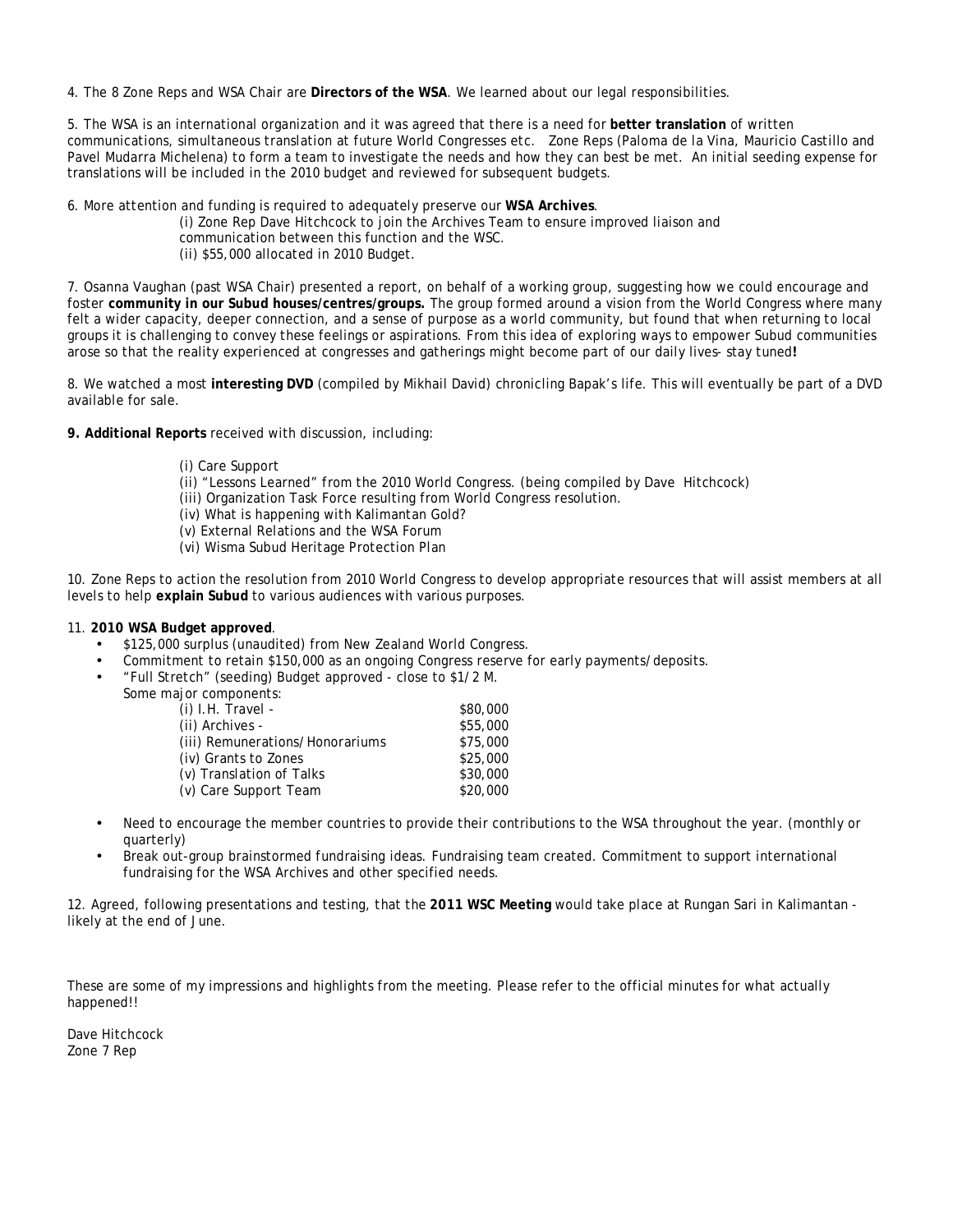4. The 8 Zone Reps and WSA Chair are **Directors of the WSA**. We learned about our legal responsibilities.

5. The WSA is an international organization and it was agreed that there is a need for **better translation** of written communications, simultaneous translation at future World Congresses etc. Zone Reps (Paloma de la Vina, Mauricio Castillo and Pavel Mudarra Michelena) to form a team to investigate the needs and how they can best be met. An initial seeding expense for translations will be included in the 2010 budget and reviewed for subsequent budgets.

6. More attention and funding is required to adequately preserve our **WSA Archives**.

(i) Zone Rep Dave Hitchcock to join the Archives Team to ensure improved liaison and communication between this function and the WSC.
(ii) $55,000 allocated in 2010 Budget.

7. Osanna Vaughan (past WSA Chair) presented a report, on behalf of a working group, suggesting how we could encourage and foster **community in our Subud houses/centres/groups.** The group formed around a vision from the World Congress where many felt a wider capacity, deeper connection, and a sense of purpose as a world community, but found that when returning to local groups it is challenging to convey these feelings or aspirations. From this idea of exploring ways to empower Subud communities arose so that the reality experienced at congresses and gatherings might become part of our daily lives- stay tuned**!**

8. We watched a most **interesting DVD** (compiled by Mikhail David) chronicling Bapak's life. This will eventually be part of a DVD available for sale.

**9. Additional Reports** received with discussion, including:

(i) Care Support
(ii) "Lessons Learned" from the 2010 World Congress. (being compiled by Dave Hitchcock)
(iii) Organization Task Force resulting from World Congress resolution.
(iv) What is happening with Kalimantan Gold?
(v) External Relations and the WSA Forum
(vi) Wisma Subud Heritage Protection Plan

10. Zone Reps to action the resolution from 2010 World Congress to develop appropriate resources that will assist members at all levels to help **explain Subud** to various audiences with various purposes.

11. **2010 WSA Budget approved**.

- $125,000 surplus (unaudited) from New Zealand World Congress.
- Commitment to retain $150,000 as an ongoing Congress reserve for early payments/deposits.
- "Full Stretch" (seeding) Budget approved - close to $1/2 M.

  Some major components:

| | |
|---|---|
| (i) I.H. Travel - | $80,000 |
| (ii) Archives - | $55,000 |
| (iii) Remunerations/Honorariums | $75,000 |
| (iv) Grants to Zones | $25,000 |
| (v) Translation of Talks | $30,000 |
| (v) Care Support Team | $20,000 |

- Need to encourage the member countries to provide their contributions to the WSA throughout the year. (monthly or quarterly)
- Break out-group brainstormed fundraising ideas. Fundraising team created. Commitment to support international fundraising for the WSA Archives and other specified needs.

12. Agreed, following presentations and testing, that the **2011 WSC Meeting** would take place at Rungan Sari in Kalimantan - likely at the end of June.

These are some of my impressions and highlights from the meeting. Please refer to the official minutes for what actually happened!!

Dave Hitchcock
Zone 7 Rep